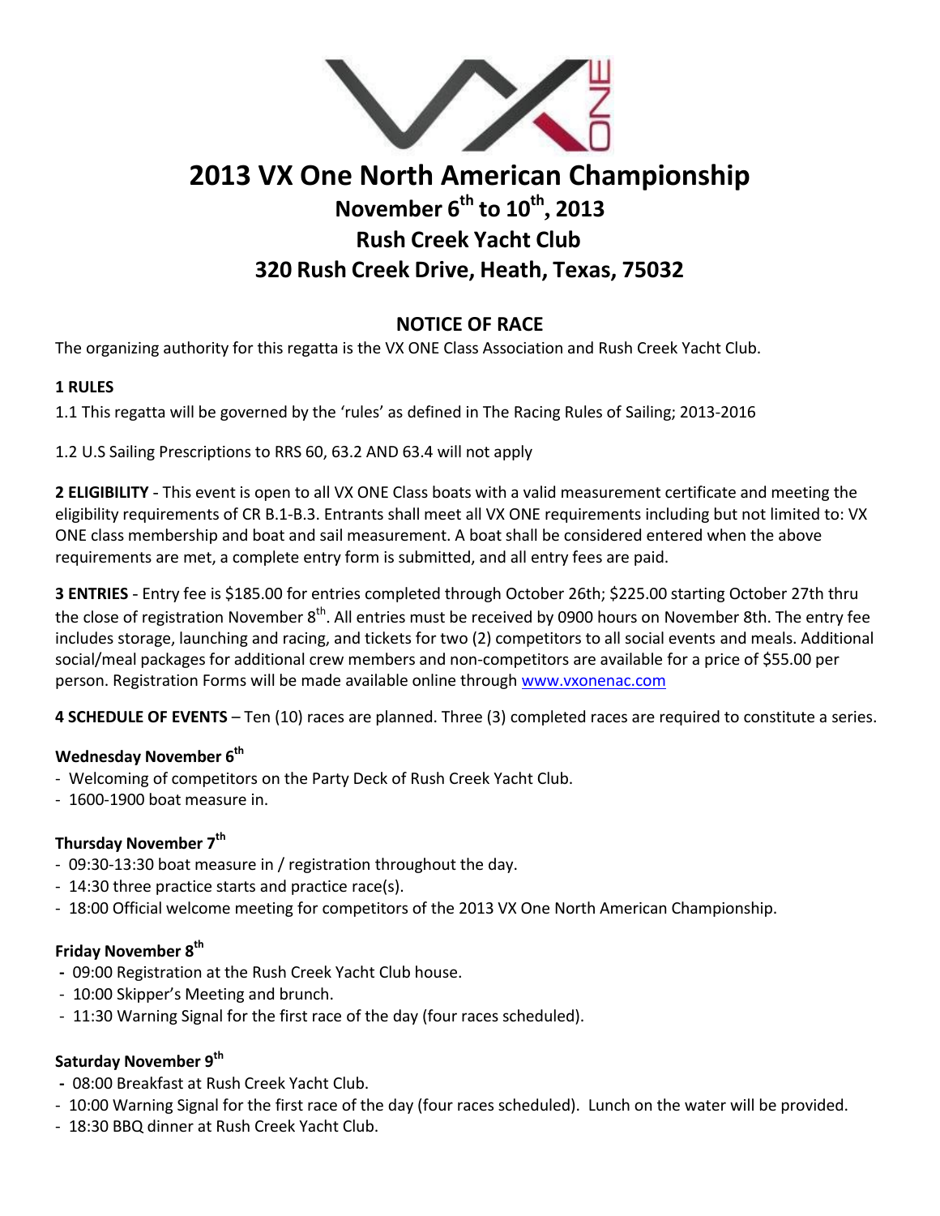# 2013 VX One North American Championship

## November 6th to 10th, 2013

## Rush Creek Yacht Club

## 320 Rush Creek Drive, Heath, Texas, 75032

## NOTICE OF RACE

The organizing authority for this regatta is the VX ONE Class Association and Rush Creek Yacht Club.

**1 RULES**

1.1 This regatta will be governed by the 'rules' as defined in The Racing Rules of Sailing; 2013-2016

1.2 U.S Sailing Prescriptions to RRS 60, 63.2 AND 63.4 will not apply

**2 ELIGIBILITY** - This event is open to all VX ONE Class boats with a valid measurement certificate and meeting the eligibility requirements of CR B.1-B.3. Entrants shall meet all VX ONE requirements including but not limited to: VX ONE class membership and boat and sail measurement. A boat shall be considered entered when the above requirements are met, a complete entry form is submitted, and all entry fees are paid.

**3 ENTRIES** - Entry fee is $185.00 for entries completed through October 26th; $225.00 starting October 27th thru the close of registration November 8th. All entries must be received by 0900 hours on November 8th. The entry fee includes storage, launching and racing, and tickets for two (2) competitors to all social events and meals. Additional social/meal packages for additional crew members and non-competitors are available for a price of $55.00 per person. Registration Forms will be made available online through www.vxonenac.com

**4 SCHEDULE OF EVENTS** – Ten (10) races are planned. Three (3) completed races are required to constitute a series.

**Wednesday November 6th**

- Welcoming of competitors on the Party Deck of Rush Creek Yacht Club.
- 1600-1900 boat measure in.

**Thursday November 7th**

- 09:30-13:30 boat measure in / registration throughout the day.
- 14:30 three practice starts and practice race(s).
- 18:00 Official welcome meeting for competitors of the 2013 VX One North American Championship.

**Friday November 8th**

- 09:00 Registration at the Rush Creek Yacht Club house.
- 10:00 Skipper's Meeting and brunch.
- 11:30 Warning Signal for the first race of the day (four races scheduled).

**Saturday November 9th**

- 08:00 Breakfast at Rush Creek Yacht Club.
- 10:00 Warning Signal for the first race of the day (four races scheduled). Lunch on the water will be provided.
- 18:30 BBQ dinner at Rush Creek Yacht Club.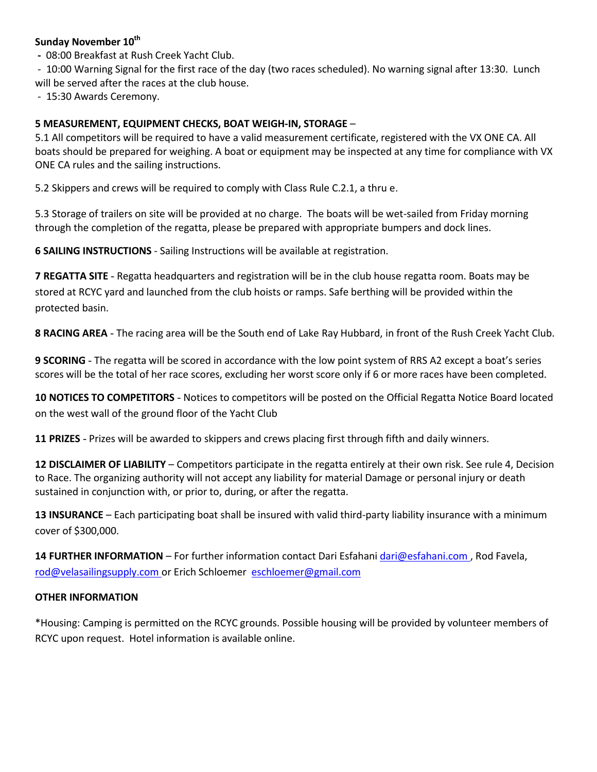**Sunday November 10th**

- 08:00 Breakfast at Rush Creek Yacht Club.
- 10:00 Warning Signal for the first race of the day (two races scheduled). No warning signal after 13:30. Lunch will be served after the races at the club house.
- 15:30 Awards Ceremony.

**5 MEASUREMENT, EQUIPMENT CHECKS, BOAT WEIGH-IN, STORAGE** –

5.1 All competitors will be required to have a valid measurement certificate, registered with the VX ONE CA. All boats should be prepared for weighing. A boat or equipment may be inspected at any time for compliance with VX ONE CA rules and the sailing instructions.

5.2 Skippers and crews will be required to comply with Class Rule C.2.1, a thru e.

5.3 Storage of trailers on site will be provided at no charge. The boats will be wet-sailed from Friday morning through the completion of the regatta, please be prepared with appropriate bumpers and dock lines.

**6 SAILING INSTRUCTIONS** - Sailing Instructions will be available at registration.

**7 REGATTA SITE** - Regatta headquarters and registration will be in the club house regatta room. Boats may be stored at RCYC yard and launched from the club hoists or ramps. Safe berthing will be provided within the protected basin.

**8 RACING AREA** - The racing area will be the South end of Lake Ray Hubbard, in front of the Rush Creek Yacht Club.

**9 SCORING** - The regatta will be scored in accordance with the low point system of RRS A2 except a boat's series scores will be the total of her race scores, excluding her worst score only if 6 or more races have been completed.

**10 NOTICES TO COMPETITORS** - Notices to competitors will be posted on the Official Regatta Notice Board located on the west wall of the ground floor of the Yacht Club

**11 PRIZES** - Prizes will be awarded to skippers and crews placing first through fifth and daily winners.

**12 DISCLAIMER OF LIABILITY** – Competitors participate in the regatta entirely at their own risk. See rule 4, Decision to Race. The organizing authority will not accept any liability for material Damage or personal injury or death sustained in conjunction with, or prior to, during, or after the regatta.

**13 INSURANCE** – Each participating boat shall be insured with valid third-party liability insurance with a minimum cover of $300,000.

**14 FURTHER INFORMATION** – For further information contact Dari Esfahani dari@esfahani.com , Rod Favela, rod@velasailingsupply.com or Erich Schloemer eschloemer@gmail.com

**OTHER INFORMATION**

*Housing: Camping is permitted on the RCYC grounds. Possible housing will be provided by volunteer members of RCYC upon request. Hotel information is available online.